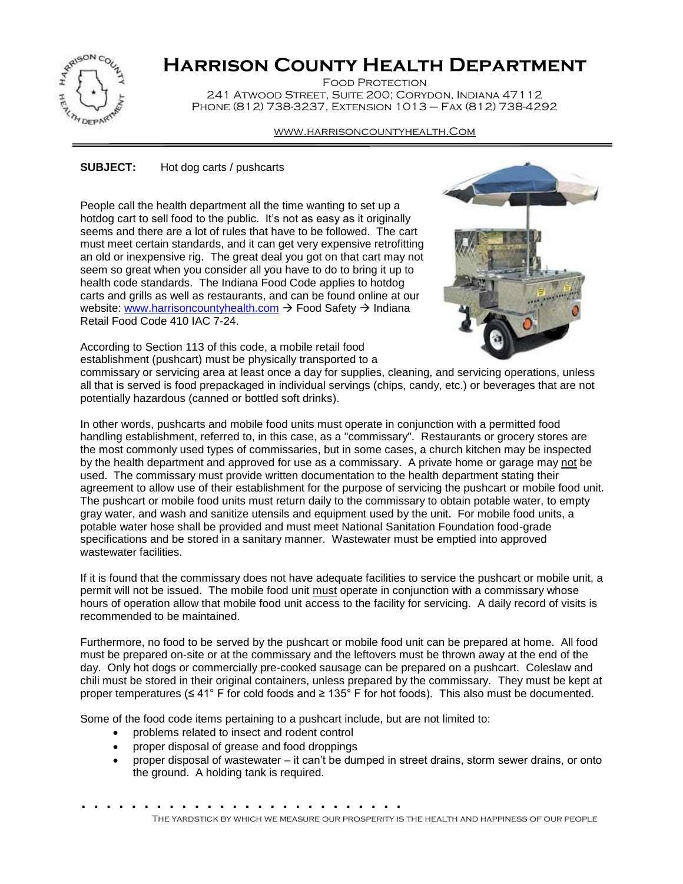# Harrison County Health Department

Food Protection
241 Atwood Street, Suite 200; Corydon, Indiana 47112
Phone (812) 738-3237, Extension 1013 – Fax (812) 738-4292

www.harrisoncountyhealth.Com

**SUBJECT:** Hot dog carts / pushcarts

People call the health department all the time wanting to set up a hotdog cart to sell food to the public. It's not as easy as it originally seems and there are a lot of rules that have to be followed. The cart must meet certain standards, and it can get very expensive retrofitting an old or inexpensive rig. The great deal you got on that cart may not seem so great when you consider all you have to do to bring it up to health code standards. The Indiana Food Code applies to hotdog carts and grills as well as restaurants, and can be found online at our website: www.harrisoncountyhealth.com → Food Safety → Indiana Retail Food Code 410 IAC 7-24.

According to Section 113 of this code, a mobile retail food establishment (pushcart) must be physically transported to a commissary or servicing area at least once a day for supplies, cleaning, and servicing operations, unless all that is served is food prepackaged in individual servings (chips, candy, etc.) or beverages that are not potentially hazardous (canned or bottled soft drinks).

In other words, pushcarts and mobile food units must operate in conjunction with a permitted food handling establishment, referred to, in this case, as a "commissary". Restaurants or grocery stores are the most commonly used types of commissaries, but in some cases, a church kitchen may be inspected by the health department and approved for use as a commissary. A private home or garage may not be used. The commissary must provide written documentation to the health department stating their agreement to allow use of their establishment for the purpose of servicing the pushcart or mobile food unit. The pushcart or mobile food units must return daily to the commissary to obtain potable water, to empty gray water, and wash and sanitize utensils and equipment used by the unit. For mobile food units, a potable water hose shall be provided and must meet National Sanitation Foundation food-grade specifications and be stored in a sanitary manner. Wastewater must be emptied into approved wastewater facilities.

If it is found that the commissary does not have adequate facilities to service the pushcart or mobile unit, a permit will not be issued. The mobile food unit must operate in conjunction with a commissary whose hours of operation allow that mobile food unit access to the facility for servicing. A daily record of visits is recommended to be maintained.

Furthermore, no food to be served by the pushcart or mobile food unit can be prepared at home. All food must be prepared on-site or at the commissary and the leftovers must be thrown away at the end of the day. Only hot dogs or commercially pre-cooked sausage can be prepared on a pushcart. Coleslaw and chili must be stored in their original containers, unless prepared by the commissary. They must be kept at proper temperatures (≤ 41° F for cold foods and ≥ 135° F for hot foods). This also must be documented.

Some of the food code items pertaining to a pushcart include, but are not limited to:

- problems related to insect and rodent control
- proper disposal of grease and food droppings
- proper disposal of wastewater – it can't be dumped in street drains, storm sewer drains, or onto the ground. A holding tank is required.

The yardstick by which we measure our prosperity is the health and happiness of our people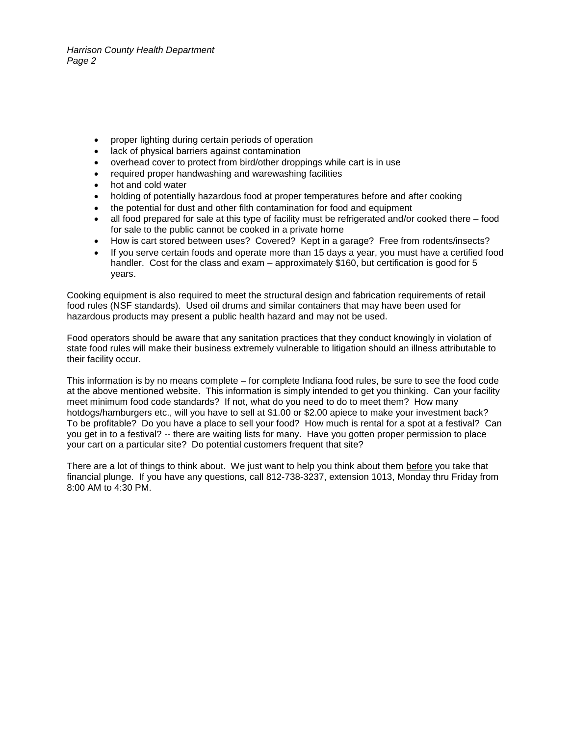- proper lighting during certain periods of operation
- lack of physical barriers against contamination
- overhead cover to protect from bird/other droppings while cart is in use
- required proper handwashing and warewashing facilities
- hot and cold water
- holding of potentially hazardous food at proper temperatures before and after cooking
- the potential for dust and other filth contamination for food and equipment
- all food prepared for sale at this type of facility must be refrigerated and/or cooked there – food for sale to the public cannot be cooked in a private home
- How is cart stored between uses? Covered? Kept in a garage? Free from rodents/insects?
- If you serve certain foods and operate more than 15 days a year, you must have a certified food handler. Cost for the class and exam – approximately $160, but certification is good for 5 years.

Cooking equipment is also required to meet the structural design and fabrication requirements of retail food rules (NSF standards). Used oil drums and similar containers that may have been used for hazardous products may present a public health hazard and may not be used.

Food operators should be aware that any sanitation practices that they conduct knowingly in violation of state food rules will make their business extremely vulnerable to litigation should an illness attributable to their facility occur.

This information is by no means complete – for complete Indiana food rules, be sure to see the food code at the above mentioned website. This information is simply intended to get you thinking. Can your facility meet minimum food code standards? If not, what do you need to do to meet them? How many hotdogs/hamburgers etc., will you have to sell at $1.00 or $2.00 apiece to make your investment back? To be profitable? Do you have a place to sell your food? How much is rental for a spot at a festival? Can you get in to a festival? -- there are waiting lists for many. Have you gotten proper permission to place your cart on a particular site? Do potential customers frequent that site?

There are a lot of things to think about. We just want to help you think about them <u>before</u> you take that financial plunge. If you have any questions, call 812-738-3237, extension 1013, Monday thru Friday from 8:00 AM to 4:30 PM.